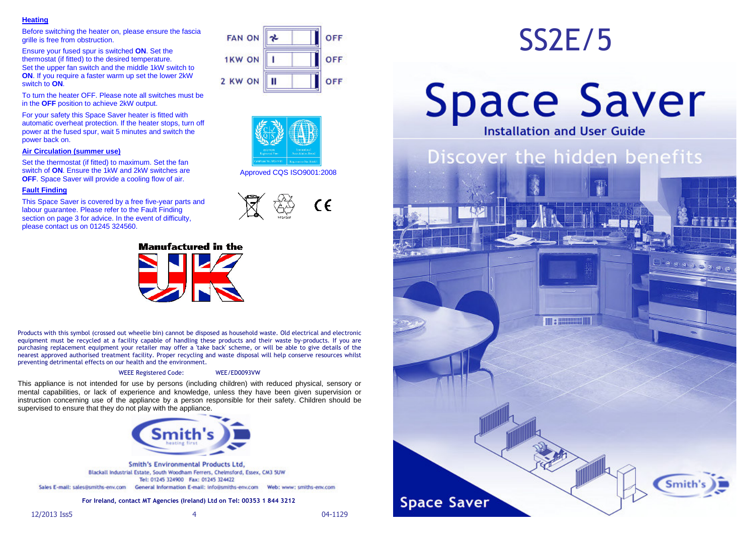## Heating

Before switching the heater on, please ensure the fascia grille is free from obstruction.

Ensure your fused spur is switched **ON**. Set the thermostat (if fitted) to the desired temperature. Set the upper fan switch and the middle 1kW switch to **ON**. If you require a faster warm up set the lower 2kW switch to **ON**.

To turn the heater OFF. Please note all switches must be in the **OFF** position to achieve 2kW output.

For your safety this Space Saver heater is fitted with automatic overheat protection. If the heater stops, turn off power at the fused spur, wait 5 minutes and switch the power back on.

| FAN ON | OFF |
|---|---|
| 1KW ON | OFF |
| 2 KW ON | OFF |

## Air Circulation (summer use)

Set the thermostat (if fitted) to maximum. Set the fan switch of **ON**. Ensure the 1kW and 2kW switches are **OFF**. Space Saver will provide a cooling flow of air.

## Fault Finding

This Space Saver is covered by a free five-year parts and labour guarantee. Please refer to the Fault Finding section on page 3 for advice. In the event of difficulty, please contact us on 01245 324560.

Approved CQS ISO9001:2008

**Manufactured in the UK**

Products with this symbol (crossed out wheelie bin) cannot be disposed as household waste. Old electrical and electronic equipment must be recycled at a facility capable of handling these products and their waste by-products. If you are purchasing replacement equipment your retailer may offer a 'take back' scheme, or will be able to give details of the nearest approved authorised treatment facility. Proper recycling and waste disposal will help conserve resources whilst preventing detrimental effects on our health and the environment.

WEEE Registered Code: WEE/ED0093VW

This appliance is not intended for use by persons (including children) with reduced physical, sensory or mental capabilities, or lack of experience and knowledge, unless they have been given supervision or instruction concerning use of the appliance by a person responsible for their safety. Children should be supervised to ensure that they do not play with the appliance.

Smith's heating first

**Smith's Environmental Products Ltd,**
Blackall Industrial Estate, South Woodham Ferrers, Chelmsford, Essex, CM3 5UW
Tel: 01245 324900 Fax: 01245 324422
Sales E-mail: sales@smiths-env.com General Information E-mail: info@smiths-env.com Web: www: smiths-env.com

**For Ireland, contact MT Agencies (Ireland) Ltd on Tel: 00353 1 844 3212**

12/2013 Iss5 04-1129

# SS2E/5

# Space Saver

## Installation and User Guide

## Discover the hidden benefits

Smith's

Space Saver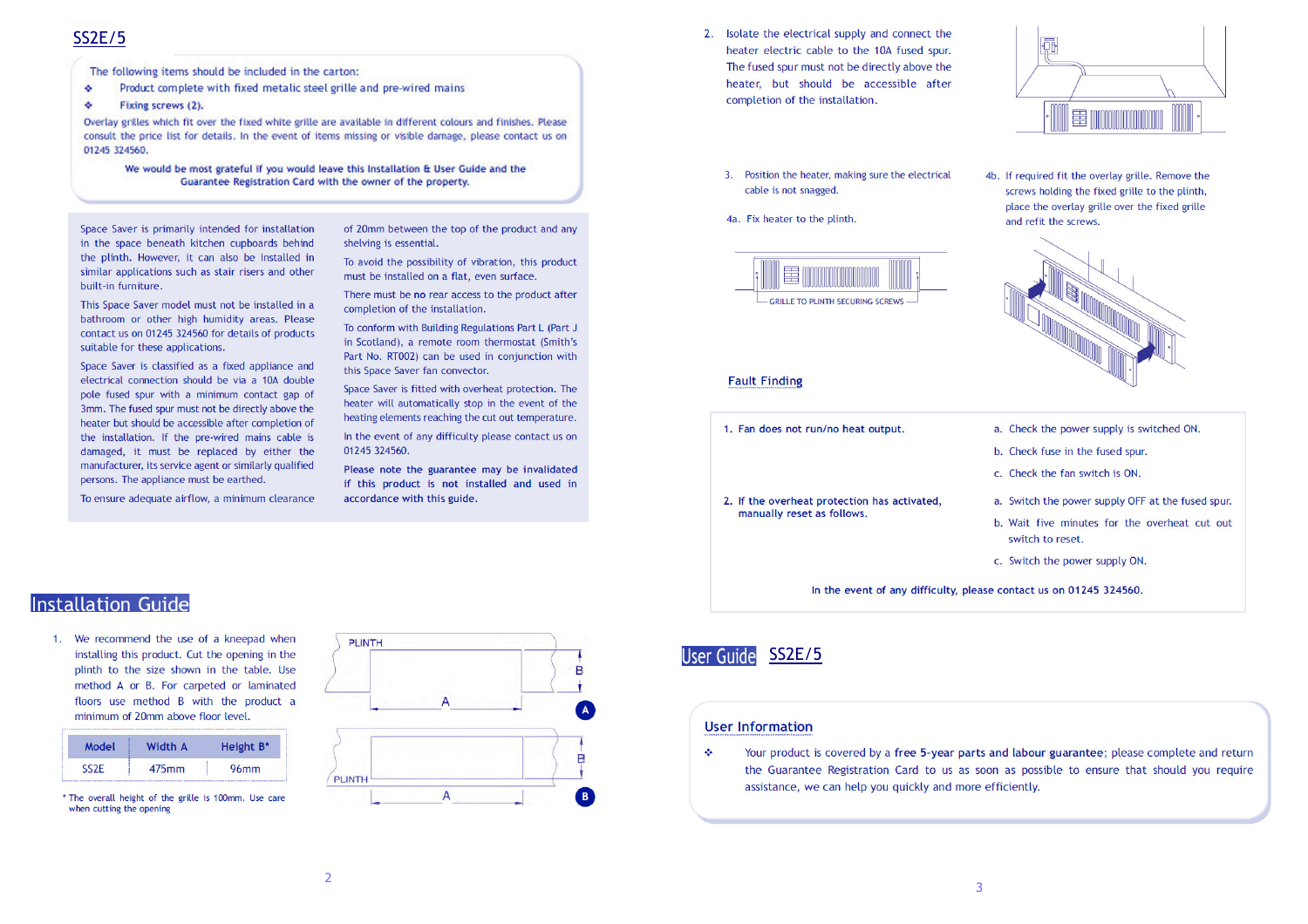## SS2E/5

The following items should be included in the carton:

- Product complete with fixed metalic steel grille and pre-wired mains
- Fixing screws (2).

Overlay grilles which fit over the fixed white grille are available in different colours and finishes. Please consult the price list for details. In the event of items missing or visible damage, please contact us on 01245 324560.

**We would be most grateful if you would leave this Installation & User Guide and the Guarantee Registration Card with the owner of the property.**

Space Saver is primarily intended for installation in the space beneath kitchen cupboards behind the plinth. However, it can also be installed in similar applications such as stair risers and other built-in furniture.

This Space Saver model must not be installed in a bathroom or other high humidity areas. Please contact us on 01245 324560 for details of products suitable for these applications.

Space Saver is classified as a fixed appliance and electrical connection should be via a 10A double pole fused spur with a minimum contact gap of 3mm. The fused spur must not be directly above the heater but should be accessible after completion of the installation. If the pre-wired mains cable is damaged, it must be replaced by either the manufacturer, its service agent or similarly qualified persons. The appliance must be earthed.

To ensure adequate airflow, a minimum clearance of 20mm between the top of the product and any shelving is essential.

To avoid the possibility of vibration, this product must be installed on a flat, even surface.

There must be **no** rear access to the product after completion of the installation.

To conform with Building Regulations Part L (Part J in Scotland), a remote room thermostat (Smith's Part No. RT002) can be used in conjunction with this Space Saver fan convector.

Space Saver is fitted with overheat protection. The heater will automatically stop in the event of the heating elements reaching the cut out temperature.

In the event of any difficulty please contact us on 01245 324560.

**Please note the guarantee may be invalidated if this product is not installed and used in accordance with this guide.**

# Installation Guide

1. We recommend the use of a kneepad when installing this product. Cut the opening in the plinth to the size shown in the table. Use method A or B. For carpeted or laminated floors use method B with the product a minimum of 20mm above floor level.

| Model | Width A | Height B* |
|---|---|---|
| SS2E | 475mm | 96mm |

\* The overall height of the grille is 100mm. Use care when cutting the opening

PLINTH
B
A
A

B
PLINTH
A
B

2. Isolate the electrical supply and connect the heater electric cable to the 10A fused spur. The fused spur must not be directly above the heater, but should be accessible after completion of the installation.

3. Position the heater, making sure the electrical cable is not snagged.

4a. Fix heater to the plinth.

GRILLE TO PLINTH SECURING SCREWS

4b. If required fit the overlay grille. Remove the screws holding the fixed grille to the plinth, place the overlay grille over the fixed grille and refit the screws.

## Fault Finding

| | |
|---|---|
| **1. Fan does not run/no heat output.** | a. Check the power supply is switched ON.<br>b. Check fuse in the fused spur.<br>c. Check the fan switch is ON. |
| **2. If the overheat protection has activated, manually reset as follows.** | a. Switch the power supply OFF at the fused spur.<br>b. Wait five minutes for the overheat cut out switch to reset.<br>c. Switch the power supply ON. |

**In the event of any difficulty, please contact us on 01245 324560.**

# User Guide SS2E/5

## User Information

- Your product is covered by a **free 5-year parts and labour guarantee**; please complete and return the Guarantee Registration Card to us as soon as possible to ensure that should you require assistance, we can help you quickly and more efficiently.